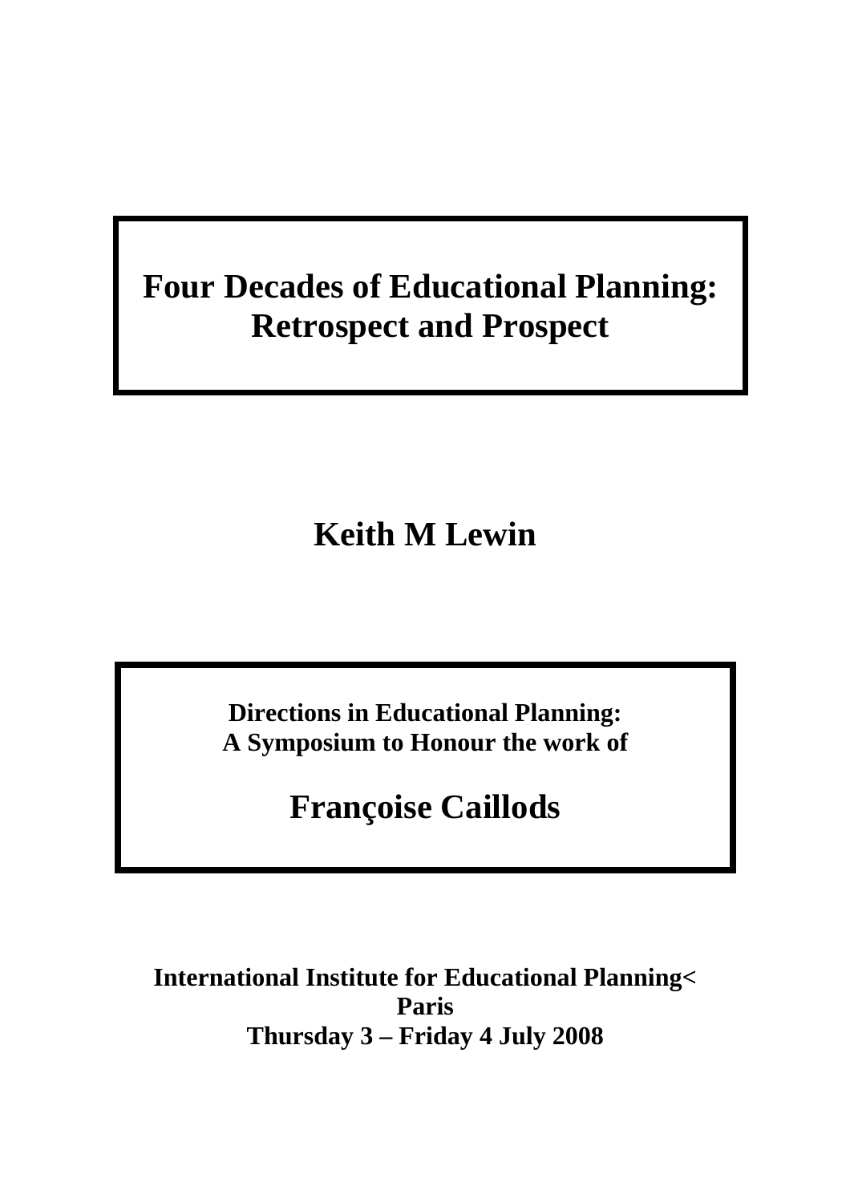# Four Decades of Educational Planning: Retrospect and Prospect

## Keith M Lewin

**Directions in Educational Planning:**
**A Symposium to Honour the work of**

## Françoise Caillods

**International Institute for Educational Planning<**
**Paris**
**Thursday 3 – Friday 4 July 2008**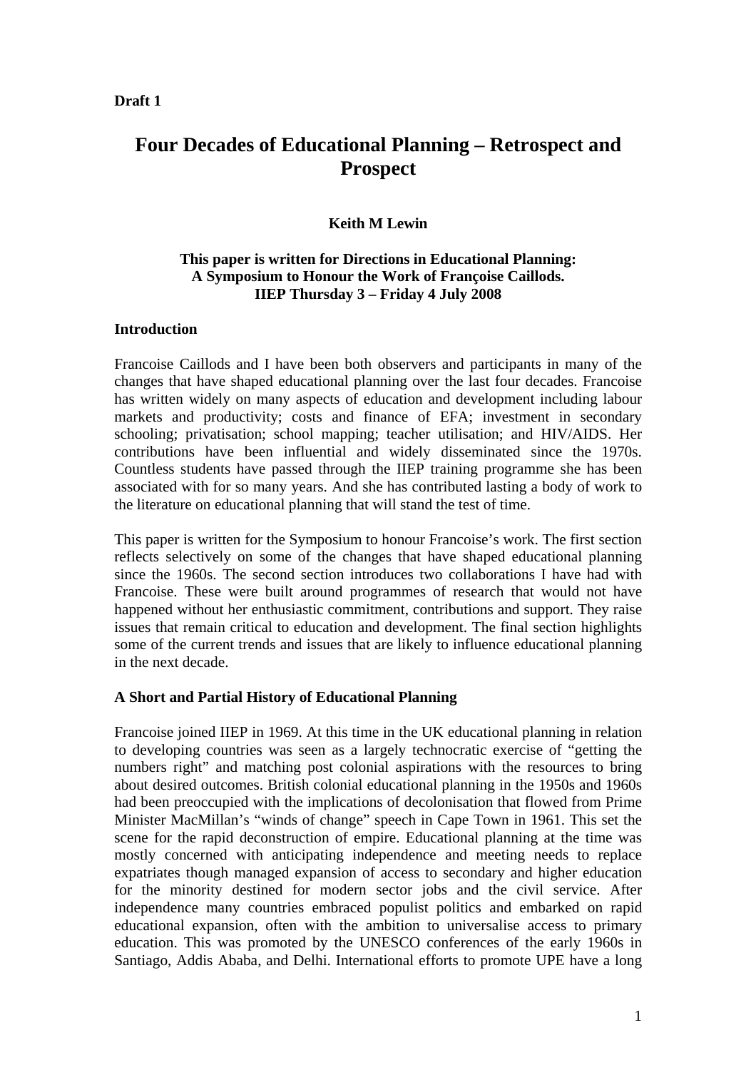**Draft 1**

# Four Decades of Educational Planning – Retrospect and Prospect

**Keith M Lewin**

**This paper is written for Directions in Educational Planning: A Symposium to Honour the Work of Françoise Caillods. IIEP Thursday 3 – Friday 4 July 2008**

## Introduction

Francoise Caillods and I have been both observers and participants in many of the changes that have shaped educational planning over the last four decades. Francoise has written widely on many aspects of education and development including labour markets and productivity; costs and finance of EFA; investment in secondary schooling; privatisation; school mapping; teacher utilisation; and HIV/AIDS. Her contributions have been influential and widely disseminated since the 1970s. Countless students have passed through the IIEP training programme she has been associated with for so many years. And she has contributed lasting a body of work to the literature on educational planning that will stand the test of time.

This paper is written for the Symposium to honour Francoise's work. The first section reflects selectively on some of the changes that have shaped educational planning since the 1960s. The second section introduces two collaborations I have had with Francoise. These were built around programmes of research that would not have happened without her enthusiastic commitment, contributions and support. They raise issues that remain critical to education and development. The final section highlights some of the current trends and issues that are likely to influence educational planning in the next decade.

## A Short and Partial History of Educational Planning

Francoise joined IIEP in 1969. At this time in the UK educational planning in relation to developing countries was seen as a largely technocratic exercise of "getting the numbers right" and matching post colonial aspirations with the resources to bring about desired outcomes. British colonial educational planning in the 1950s and 1960s had been preoccupied with the implications of decolonisation that flowed from Prime Minister MacMillan's "winds of change" speech in Cape Town in 1961. This set the scene for the rapid deconstruction of empire. Educational planning at the time was mostly concerned with anticipating independence and meeting needs to replace expatriates though managed expansion of access to secondary and higher education for the minority destined for modern sector jobs and the civil service. After independence many countries embraced populist politics and embarked on rapid educational expansion, often with the ambition to universalise access to primary education. This was promoted by the UNESCO conferences of the early 1960s in Santiago, Addis Ababa, and Delhi. International efforts to promote UPE have a long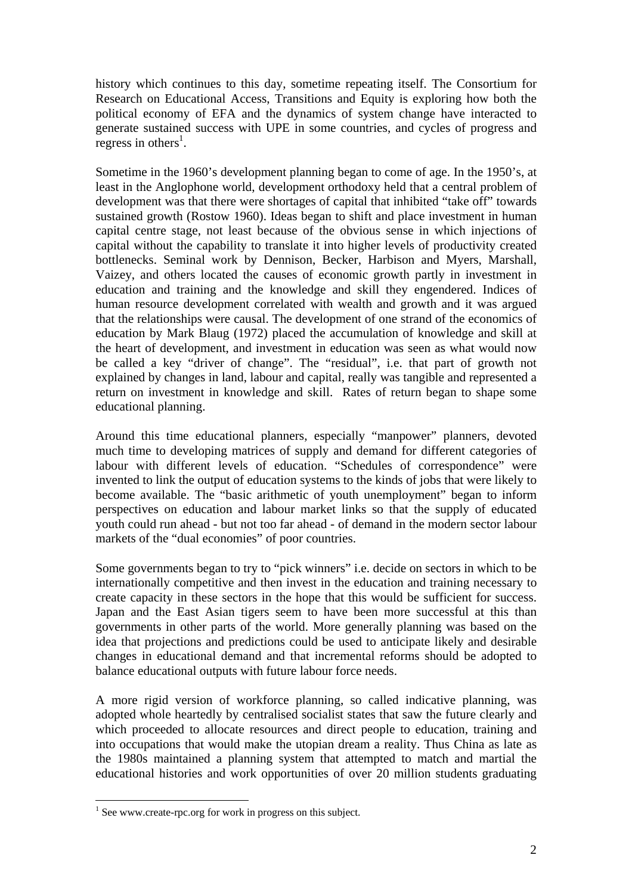history which continues to this day, sometime repeating itself. The Consortium for Research on Educational Access, Transitions and Equity is exploring how both the political economy of EFA and the dynamics of system change have interacted to generate sustained success with UPE in some countries, and cycles of progress and regress in others[1].

Sometime in the 1960's development planning began to come of age. In the 1950's, at least in the Anglophone world, development orthodoxy held that a central problem of development was that there were shortages of capital that inhibited "take off" towards sustained growth (Rostow 1960). Ideas began to shift and place investment in human capital centre stage, not least because of the obvious sense in which injections of capital without the capability to translate it into higher levels of productivity created bottlenecks. Seminal work by Dennison, Becker, Harbison and Myers, Marshall, Vaizey, and others located the causes of economic growth partly in investment in education and training and the knowledge and skill they engendered. Indices of human resource development correlated with wealth and growth and it was argued that the relationships were causal. The development of one strand of the economics of education by Mark Blaug (1972) placed the accumulation of knowledge and skill at the heart of development, and investment in education was seen as what would now be called a key "driver of change". The "residual", i.e. that part of growth not explained by changes in land, labour and capital, really was tangible and represented a return on investment in knowledge and skill. Rates of return began to shape some educational planning.

Around this time educational planners, especially "manpower" planners, devoted much time to developing matrices of supply and demand for different categories of labour with different levels of education. "Schedules of correspondence" were invented to link the output of education systems to the kinds of jobs that were likely to become available. The "basic arithmetic of youth unemployment" began to inform perspectives on education and labour market links so that the supply of educated youth could run ahead - but not too far ahead - of demand in the modern sector labour markets of the "dual economies" of poor countries.

Some governments began to try to "pick winners" i.e. decide on sectors in which to be internationally competitive and then invest in the education and training necessary to create capacity in these sectors in the hope that this would be sufficient for success. Japan and the East Asian tigers seem to have been more successful at this than governments in other parts of the world. More generally planning was based on the idea that projections and predictions could be used to anticipate likely and desirable changes in educational demand and that incremental reforms should be adopted to balance educational outputs with future labour force needs.

A more rigid version of workforce planning, so called indicative planning, was adopted whole heartedly by centralised socialist states that saw the future clearly and which proceeded to allocate resources and direct people to education, training and into occupations that would make the utopian dream a reality. Thus China as late as the 1980s maintained a planning system that attempted to match and martial the educational histories and work opportunities of over 20 million students graduating

---

[1] See www.create-rpc.org for work in progress on this subject.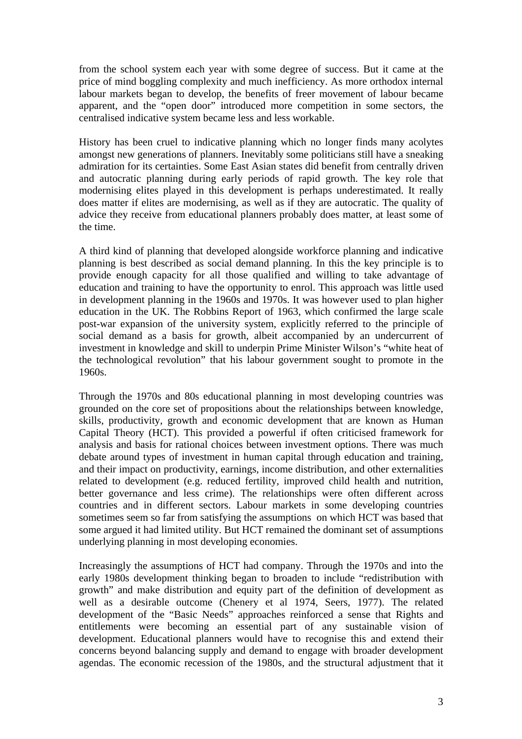from the school system each year with some degree of success. But it came at the price of mind boggling complexity and much inefficiency. As more orthodox internal labour markets began to develop, the benefits of freer movement of labour became apparent, and the "open door" introduced more competition in some sectors, the centralised indicative system became less and less workable.

History has been cruel to indicative planning which no longer finds many acolytes amongst new generations of planners. Inevitably some politicians still have a sneaking admiration for its certainties. Some East Asian states did benefit from centrally driven and autocratic planning during early periods of rapid growth. The key role that modernising elites played in this development is perhaps underestimated. It really does matter if elites are modernising, as well as if they are autocratic. The quality of advice they receive from educational planners probably does matter, at least some of the time.

A third kind of planning that developed alongside workforce planning and indicative planning is best described as social demand planning. In this the key principle is to provide enough capacity for all those qualified and willing to take advantage of education and training to have the opportunity to enrol. This approach was little used in development planning in the 1960s and 1970s. It was however used to plan higher education in the UK. The Robbins Report of 1963, which confirmed the large scale post-war expansion of the university system, explicitly referred to the principle of social demand as a basis for growth, albeit accompanied by an undercurrent of investment in knowledge and skill to underpin Prime Minister Wilson's "white heat of the technological revolution" that his labour government sought to promote in the 1960s.

Through the 1970s and 80s educational planning in most developing countries was grounded on the core set of propositions about the relationships between knowledge, skills, productivity, growth and economic development that are known as Human Capital Theory (HCT). This provided a powerful if often criticised framework for analysis and basis for rational choices between investment options. There was much debate around types of investment in human capital through education and training, and their impact on productivity, earnings, income distribution, and other externalities related to development (e.g. reduced fertility, improved child health and nutrition, better governance and less crime). The relationships were often different across countries and in different sectors. Labour markets in some developing countries sometimes seem so far from satisfying the assumptions on which HCT was based that some argued it had limited utility. But HCT remained the dominant set of assumptions underlying planning in most developing economies.

Increasingly the assumptions of HCT had company. Through the 1970s and into the early 1980s development thinking began to broaden to include "redistribution with growth" and make distribution and equity part of the definition of development as well as a desirable outcome (Chenery et al 1974, Seers, 1977). The related development of the "Basic Needs" approaches reinforced a sense that Rights and entitlements were becoming an essential part of any sustainable vision of development. Educational planners would have to recognise this and extend their concerns beyond balancing supply and demand to engage with broader development agendas. The economic recession of the 1980s, and the structural adjustment that it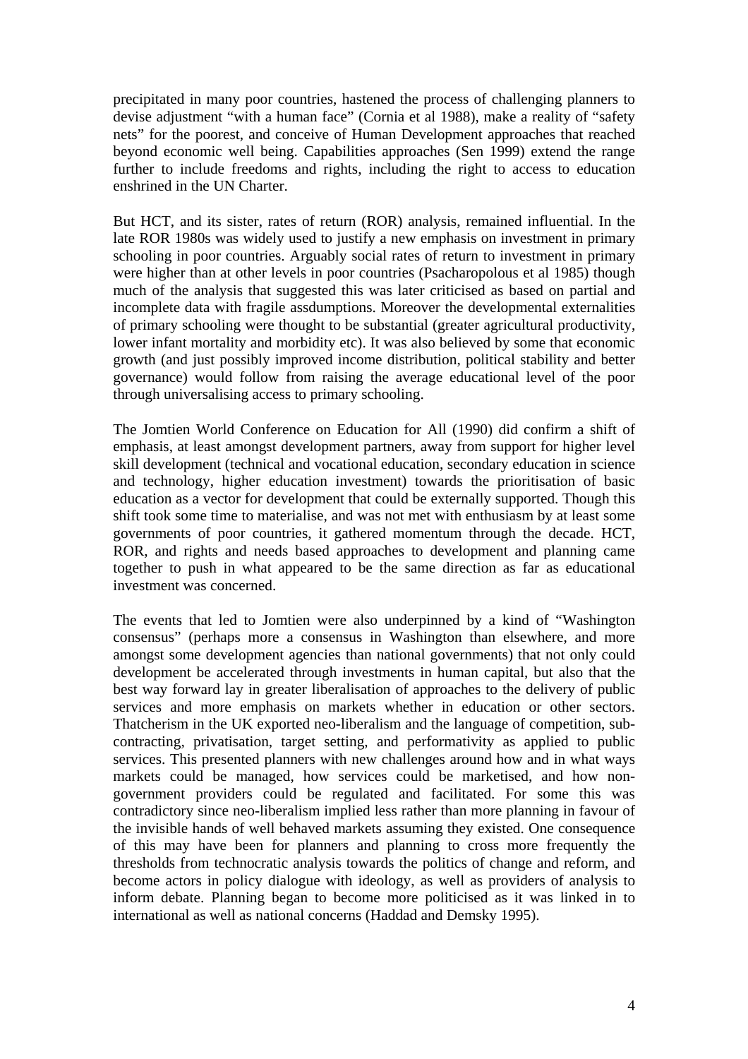precipitated in many poor countries, hastened the process of challenging planners to devise adjustment "with a human face" (Cornia et al 1988), make a reality of "safety nets" for the poorest, and conceive of Human Development approaches that reached beyond economic well being. Capabilities approaches (Sen 1999) extend the range further to include freedoms and rights, including the right to access to education enshrined in the UN Charter.

But HCT, and its sister, rates of return (ROR) analysis, remained influential. In the late ROR 1980s was widely used to justify a new emphasis on investment in primary schooling in poor countries. Arguably social rates of return to investment in primary were higher than at other levels in poor countries (Psacharopolous et al 1985) though much of the analysis that suggested this was later criticised as based on partial and incomplete data with fragile assdumptions. Moreover the developmental externalities of primary schooling were thought to be substantial (greater agricultural productivity, lower infant mortality and morbidity etc). It was also believed by some that economic growth (and just possibly improved income distribution, political stability and better governance) would follow from raising the average educational level of the poor through universalising access to primary schooling.

The Jomtien World Conference on Education for All (1990) did confirm a shift of emphasis, at least amongst development partners, away from support for higher level skill development (technical and vocational education, secondary education in science and technology, higher education investment) towards the prioritisation of basic education as a vector for development that could be externally supported. Though this shift took some time to materialise, and was not met with enthusiasm by at least some governments of poor countries, it gathered momentum through the decade. HCT, ROR, and rights and needs based approaches to development and planning came together to push in what appeared to be the same direction as far as educational investment was concerned.

The events that led to Jomtien were also underpinned by a kind of "Washington consensus" (perhaps more a consensus in Washington than elsewhere, and more amongst some development agencies than national governments) that not only could development be accelerated through investments in human capital, but also that the best way forward lay in greater liberalisation of approaches to the delivery of public services and more emphasis on markets whether in education or other sectors. Thatcherism in the UK exported neo-liberalism and the language of competition, sub-contracting, privatisation, target setting, and performativity as applied to public services. This presented planners with new challenges around how and in what ways markets could be managed, how services could be marketised, and how non-government providers could be regulated and facilitated. For some this was contradictory since neo-liberalism implied less rather than more planning in favour of the invisible hands of well behaved markets assuming they existed. One consequence of this may have been for planners and planning to cross more frequently the thresholds from technocratic analysis towards the politics of change and reform, and become actors in policy dialogue with ideology, as well as providers of analysis to inform debate. Planning began to become more politicised as it was linked in to international as well as national concerns (Haddad and Demsky 1995).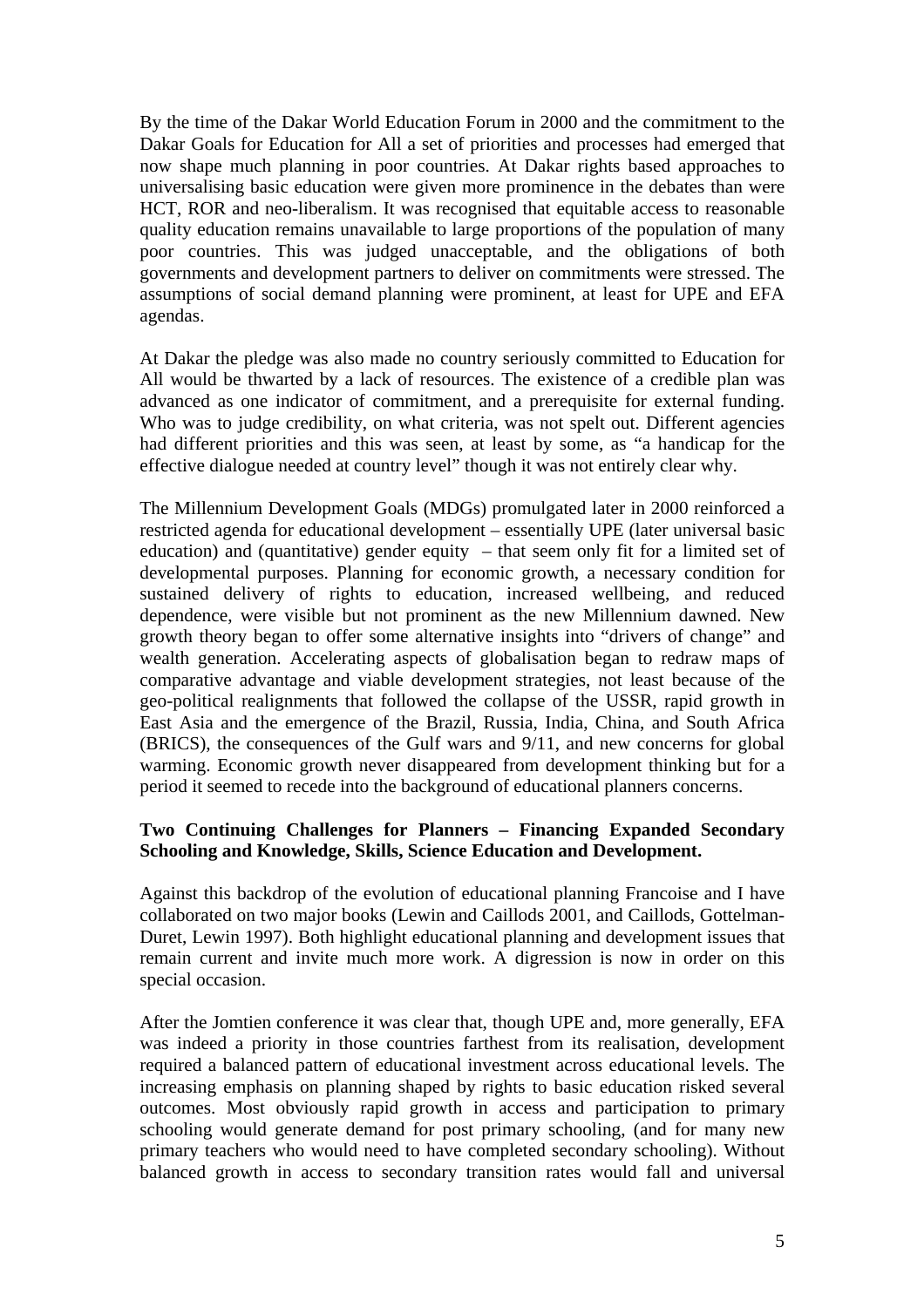By the time of the Dakar World Education Forum in 2000 and the commitment to the Dakar Goals for Education for All a set of priorities and processes had emerged that now shape much planning in poor countries. At Dakar rights based approaches to universalising basic education were given more prominence in the debates than were HCT, ROR and neo-liberalism. It was recognised that equitable access to reasonable quality education remains unavailable to large proportions of the population of many poor countries. This was judged unacceptable, and the obligations of both governments and development partners to deliver on commitments were stressed. The assumptions of social demand planning were prominent, at least for UPE and EFA agendas.

At Dakar the pledge was also made no country seriously committed to Education for All would be thwarted by a lack of resources. The existence of a credible plan was advanced as one indicator of commitment, and a prerequisite for external funding. Who was to judge credibility, on what criteria, was not spelt out. Different agencies had different priorities and this was seen, at least by some, as "a handicap for the effective dialogue needed at country level" though it was not entirely clear why.

The Millennium Development Goals (MDGs) promulgated later in 2000 reinforced a restricted agenda for educational development – essentially UPE (later universal basic education) and (quantitative) gender equity – that seem only fit for a limited set of developmental purposes. Planning for economic growth, a necessary condition for sustained delivery of rights to education, increased wellbeing, and reduced dependence, were visible but not prominent as the new Millennium dawned. New growth theory began to offer some alternative insights into "drivers of change" and wealth generation. Accelerating aspects of globalisation began to redraw maps of comparative advantage and viable development strategies, not least because of the geo-political realignments that followed the collapse of the USSR, rapid growth in East Asia and the emergence of the Brazil, Russia, India, China, and South Africa (BRICS), the consequences of the Gulf wars and 9/11, and new concerns for global warming. Economic growth never disappeared from development thinking but for a period it seemed to recede into the background of educational planners concerns.

**Two Continuing Challenges for Planners – Financing Expanded Secondary Schooling and Knowledge, Skills, Science Education and Development.**

Against this backdrop of the evolution of educational planning Francoise and I have collaborated on two major books (Lewin and Caillods 2001, and Caillods, Gottelman-Duret, Lewin 1997). Both highlight educational planning and development issues that remain current and invite much more work. A digression is now in order on this special occasion.

After the Jomtien conference it was clear that, though UPE and, more generally, EFA was indeed a priority in those countries farthest from its realisation, development required a balanced pattern of educational investment across educational levels. The increasing emphasis on planning shaped by rights to basic education risked several outcomes. Most obviously rapid growth in access and participation to primary schooling would generate demand for post primary schooling, (and for many new primary teachers who would need to have completed secondary schooling). Without balanced growth in access to secondary transition rates would fall and universal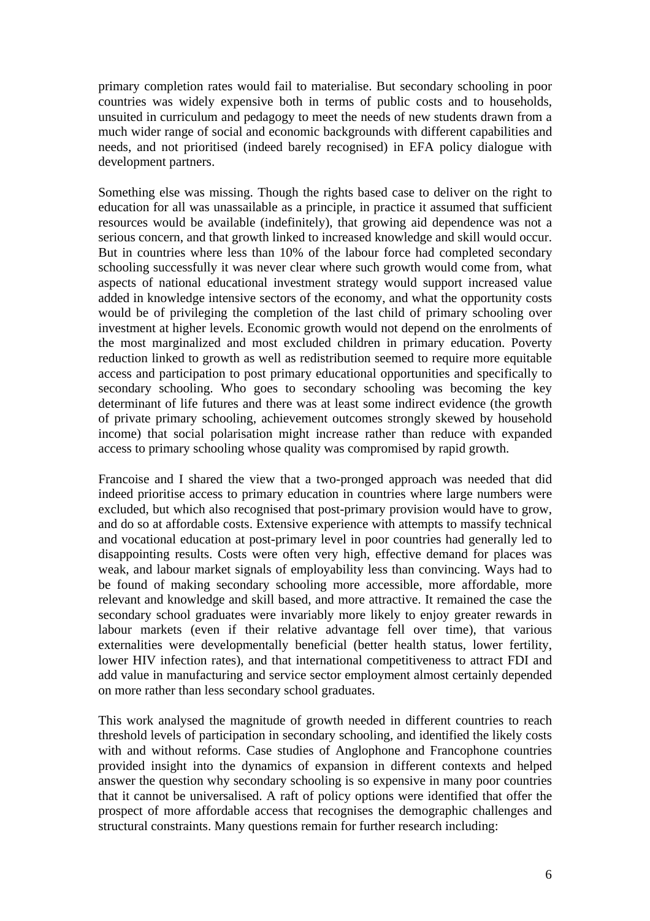primary completion rates would fail to materialise. But secondary schooling in poor countries was widely expensive both in terms of public costs and to households, unsuited in curriculum and pedagogy to meet the needs of new students drawn from a much wider range of social and economic backgrounds with different capabilities and needs, and not prioritised (indeed barely recognised) in EFA policy dialogue with development partners.

Something else was missing. Though the rights based case to deliver on the right to education for all was unassailable as a principle, in practice it assumed that sufficient resources would be available (indefinitely), that growing aid dependence was not a serious concern, and that growth linked to increased knowledge and skill would occur. But in countries where less than 10% of the labour force had completed secondary schooling successfully it was never clear where such growth would come from, what aspects of national educational investment strategy would support increased value added in knowledge intensive sectors of the economy, and what the opportunity costs would be of privileging the completion of the last child of primary schooling over investment at higher levels. Economic growth would not depend on the enrolments of the most marginalized and most excluded children in primary education. Poverty reduction linked to growth as well as redistribution seemed to require more equitable access and participation to post primary educational opportunities and specifically to secondary schooling. Who goes to secondary schooling was becoming the key determinant of life futures and there was at least some indirect evidence (the growth of private primary schooling, achievement outcomes strongly skewed by household income) that social polarisation might increase rather than reduce with expanded access to primary schooling whose quality was compromised by rapid growth.

Francoise and I shared the view that a two-pronged approach was needed that did indeed prioritise access to primary education in countries where large numbers were excluded, but which also recognised that post-primary provision would have to grow, and do so at affordable costs. Extensive experience with attempts to massify technical and vocational education at post-primary level in poor countries had generally led to disappointing results. Costs were often very high, effective demand for places was weak, and labour market signals of employability less than convincing. Ways had to be found of making secondary schooling more accessible, more affordable, more relevant and knowledge and skill based, and more attractive. It remained the case the secondary school graduates were invariably more likely to enjoy greater rewards in labour markets (even if their relative advantage fell over time), that various externalities were developmentally beneficial (better health status, lower fertility, lower HIV infection rates), and that international competitiveness to attract FDI and add value in manufacturing and service sector employment almost certainly depended on more rather than less secondary school graduates.

This work analysed the magnitude of growth needed in different countries to reach threshold levels of participation in secondary schooling, and identified the likely costs with and without reforms. Case studies of Anglophone and Francophone countries provided insight into the dynamics of expansion in different contexts and helped answer the question why secondary schooling is so expensive in many poor countries that it cannot be universalised. A raft of policy options were identified that offer the prospect of more affordable access that recognises the demographic challenges and structural constraints. Many questions remain for further research including: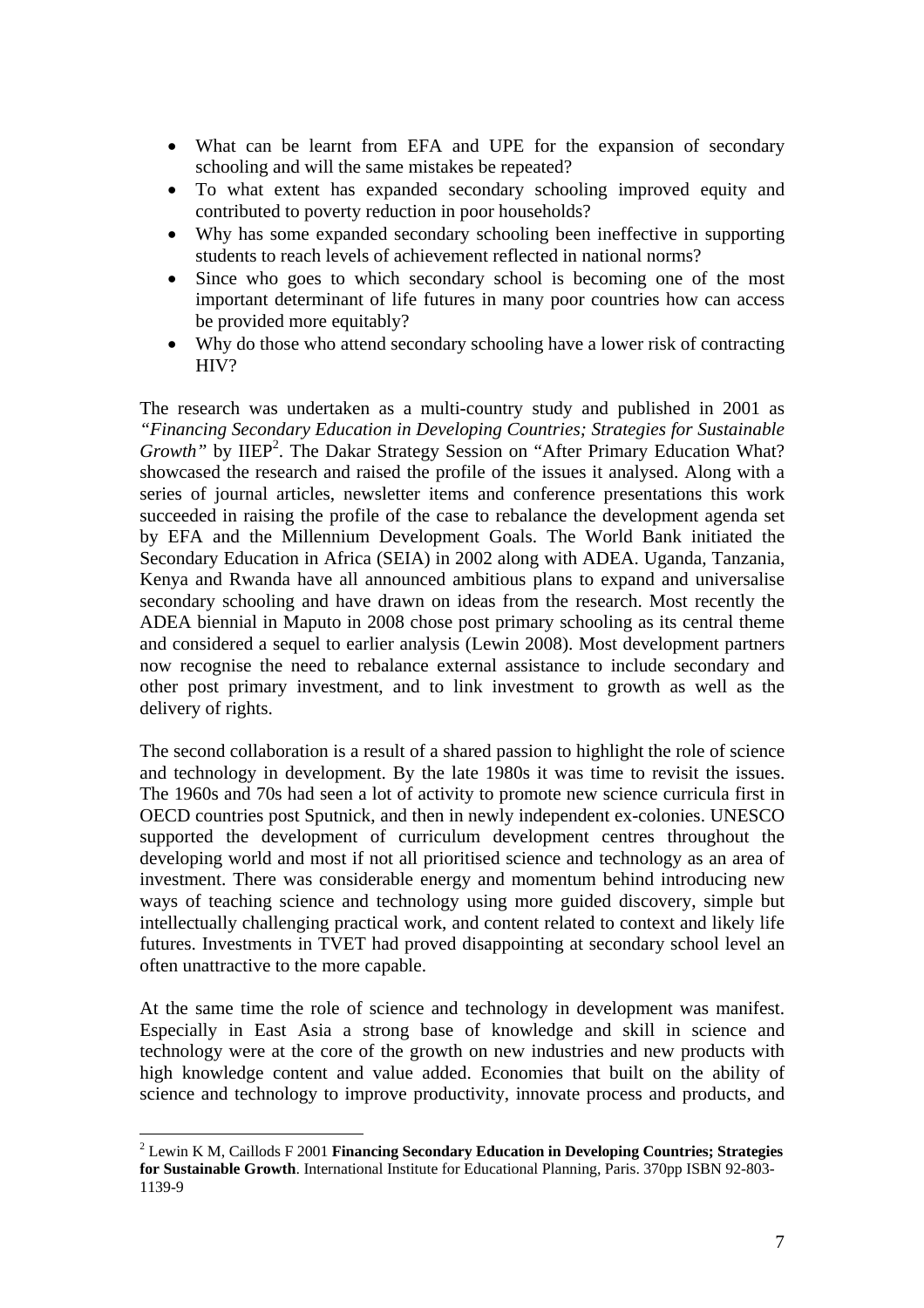- What can be learnt from EFA and UPE for the expansion of secondary schooling and will the same mistakes be repeated?
- To what extent has expanded secondary schooling improved equity and contributed to poverty reduction in poor households?
- Why has some expanded secondary schooling been ineffective in supporting students to reach levels of achievement reflected in national norms?
- Since who goes to which secondary school is becoming one of the most important determinant of life futures in many poor countries how can access be provided more equitably?
- Why do those who attend secondary schooling have a lower risk of contracting HIV?

The research was undertaken as a multi-country study and published in 2001 as *"Financing Secondary Education in Developing Countries; Strategies for Sustainable Growth"* by IIEP[2]. The Dakar Strategy Session on "After Primary Education What? showcased the research and raised the profile of the issues it analysed. Along with a series of journal articles, newsletter items and conference presentations this work succeeded in raising the profile of the case to rebalance the development agenda set by EFA and the Millennium Development Goals. The World Bank initiated the Secondary Education in Africa (SEIA) in 2002 along with ADEA. Uganda, Tanzania, Kenya and Rwanda have all announced ambitious plans to expand and universalise secondary schooling and have drawn on ideas from the research. Most recently the ADEA biennial in Maputo in 2008 chose post primary schooling as its central theme and considered a sequel to earlier analysis (Lewin 2008). Most development partners now recognise the need to rebalance external assistance to include secondary and other post primary investment, and to link investment to growth as well as the delivery of rights.

The second collaboration is a result of a shared passion to highlight the role of science and technology in development. By the late 1980s it was time to revisit the issues. The 1960s and 70s had seen a lot of activity to promote new science curricula first in OECD countries post Sputnick, and then in newly independent ex-colonies. UNESCO supported the development of curriculum development centres throughout the developing world and most if not all prioritised science and technology as an area of investment. There was considerable energy and momentum behind introducing new ways of teaching science and technology using more guided discovery, simple but intellectually challenging practical work, and content related to context and likely life futures. Investments in TVET had proved disappointing at secondary school level an often unattractive to the more capable.

At the same time the role of science and technology in development was manifest. Especially in East Asia a strong base of knowledge and skill in science and technology were at the core of the growth on new industries and new products with high knowledge content and value added. Economies that built on the ability of science and technology to improve productivity, innovate process and products, and

[2] Lewin K M, Caillods F 2001 **Financing Secondary Education in Developing Countries; Strategies for Sustainable Growth**. International Institute for Educational Planning, Paris. 370pp ISBN 92-803-1139-9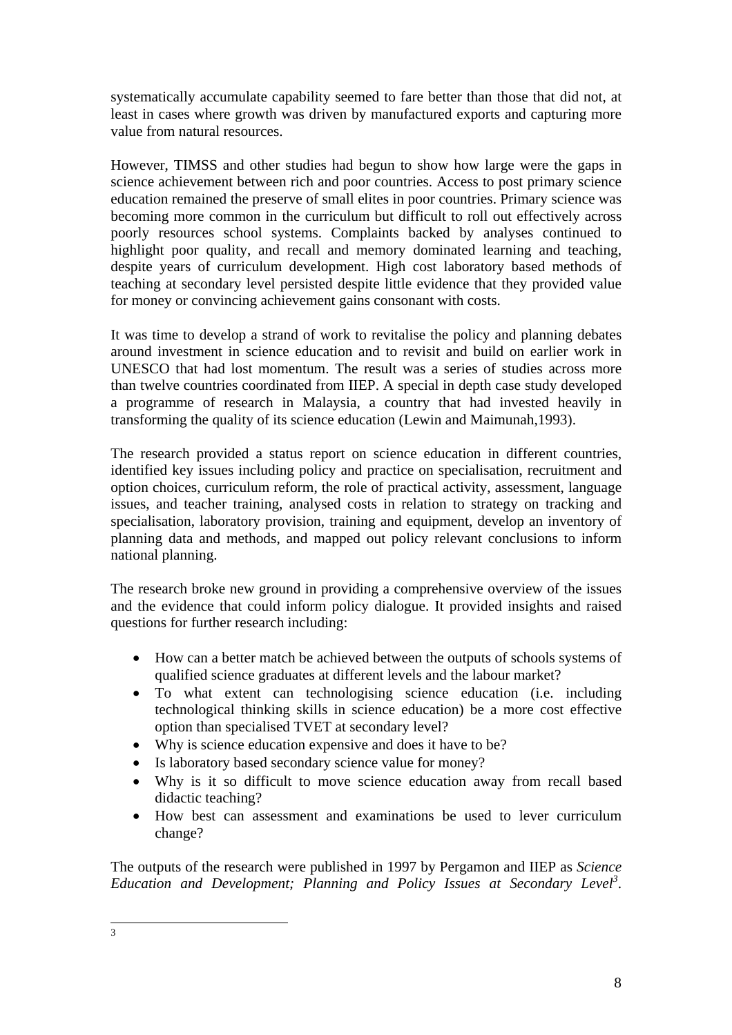systematically accumulate capability seemed to fare better than those that did not, at least in cases where growth was driven by manufactured exports and capturing more value from natural resources.

However, TIMSS and other studies had begun to show how large were the gaps in science achievement between rich and poor countries. Access to post primary science education remained the preserve of small elites in poor countries. Primary science was becoming more common in the curriculum but difficult to roll out effectively across poorly resources school systems. Complaints backed by analyses continued to highlight poor quality, and recall and memory dominated learning and teaching, despite years of curriculum development. High cost laboratory based methods of teaching at secondary level persisted despite little evidence that they provided value for money or convincing achievement gains consonant with costs.

It was time to develop a strand of work to revitalise the policy and planning debates around investment in science education and to revisit and build on earlier work in UNESCO that had lost momentum. The result was a series of studies across more than twelve countries coordinated from IIEP. A special in depth case study developed a programme of research in Malaysia, a country that had invested heavily in transforming the quality of its science education (Lewin and Maimunah,1993).

The research provided a status report on science education in different countries, identified key issues including policy and practice on specialisation, recruitment and option choices, curriculum reform, the role of practical activity, assessment, language issues, and teacher training, analysed costs in relation to strategy on tracking and specialisation, laboratory provision, training and equipment, develop an inventory of planning data and methods, and mapped out policy relevant conclusions to inform national planning.

The research broke new ground in providing a comprehensive overview of the issues and the evidence that could inform policy dialogue. It provided insights and raised questions for further research including:

- How can a better match be achieved between the outputs of schools systems of qualified science graduates at different levels and the labour market?
- To what extent can technologising science education (i.e. including technological thinking skills in science education) be a more cost effective option than specialised TVET at secondary level?
- Why is science education expensive and does it have to be?
- Is laboratory based secondary science value for money?
- Why is it so difficult to move science education away from recall based didactic teaching?
- How best can assessment and examinations be used to lever curriculum change?

The outputs of the research were published in 1997 by Pergamon and IIEP as *Science Education and Development; Planning and Policy Issues at Secondary Level*[3].

---

3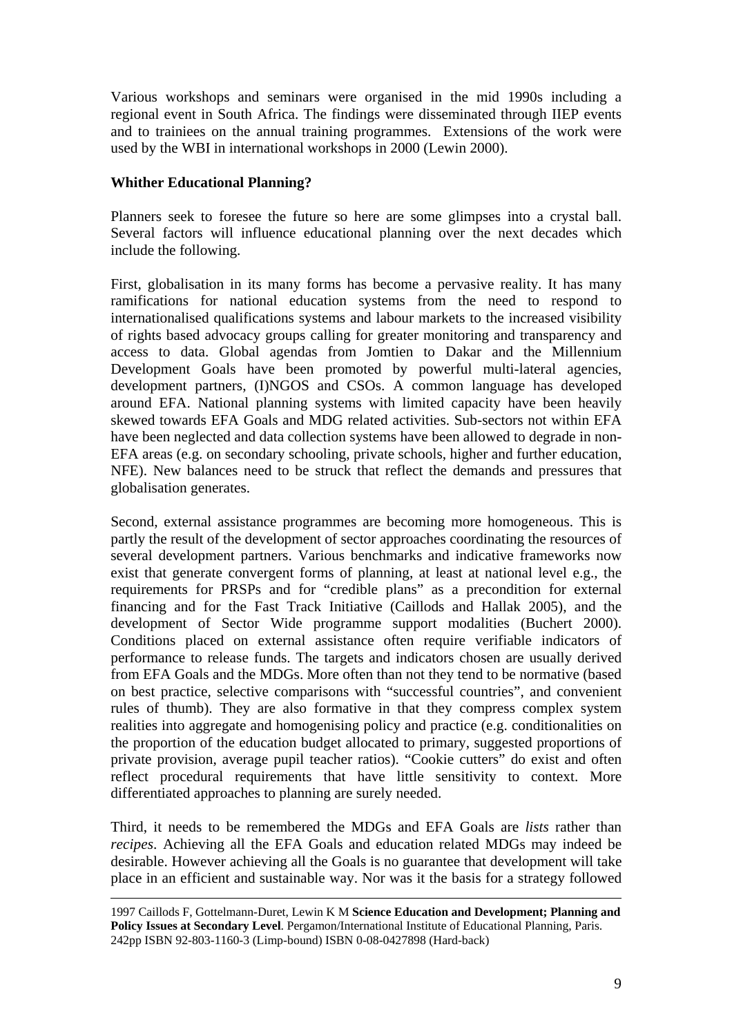Various workshops and seminars were organised in the mid 1990s including a regional event in South Africa. The findings were disseminated through IIEP events and to trainiees on the annual training programmes. Extensions of the work were used by the WBI in international workshops in 2000 (Lewin 2000).

**Whither Educational Planning?**

Planners seek to foresee the future so here are some glimpses into a crystal ball. Several factors will influence educational planning over the next decades which include the following.

First, globalisation in its many forms has become a pervasive reality. It has many ramifications for national education systems from the need to respond to internationalised qualifications systems and labour markets to the increased visibility of rights based advocacy groups calling for greater monitoring and transparency and access to data. Global agendas from Jomtien to Dakar and the Millennium Development Goals have been promoted by powerful multi-lateral agencies, development partners, (I)NGOS and CSOs. A common language has developed around EFA. National planning systems with limited capacity have been heavily skewed towards EFA Goals and MDG related activities. Sub-sectors not within EFA have been neglected and data collection systems have been allowed to degrade in non-EFA areas (e.g. on secondary schooling, private schools, higher and further education, NFE). New balances need to be struck that reflect the demands and pressures that globalisation generates.

Second, external assistance programmes are becoming more homogeneous. This is partly the result of the development of sector approaches coordinating the resources of several development partners. Various benchmarks and indicative frameworks now exist that generate convergent forms of planning, at least at national level e.g., the requirements for PRSPs and for "credible plans" as a precondition for external financing and for the Fast Track Initiative (Caillods and Hallak 2005), and the development of Sector Wide programme support modalities (Buchert 2000). Conditions placed on external assistance often require verifiable indicators of performance to release funds. The targets and indicators chosen are usually derived from EFA Goals and the MDGs. More often than not they tend to be normative (based on best practice, selective comparisons with "successful countries", and convenient rules of thumb). They are also formative in that they compress complex system realities into aggregate and homogenising policy and practice (e.g. conditionalities on the proportion of the education budget allocated to primary, suggested proportions of private provision, average pupil teacher ratios). "Cookie cutters" do exist and often reflect procedural requirements that have little sensitivity to context. More differentiated approaches to planning are surely needed.

Third, it needs to be remembered the MDGs and EFA Goals are *lists* rather than *recipes*. Achieving all the EFA Goals and education related MDGs may indeed be desirable. However achieving all the Goals is no guarantee that development will take place in an efficient and sustainable way. Nor was it the basis for a strategy followed

---

1997 Caillods F, Gottelmann-Duret, Lewin K M **Science Education and Development; Planning and Policy Issues at Secondary Level**. Pergamon/International Institute of Educational Planning, Paris. 242pp ISBN 92-803-1160-3 (Limp-bound) ISBN 0-08-0427898 (Hard-back)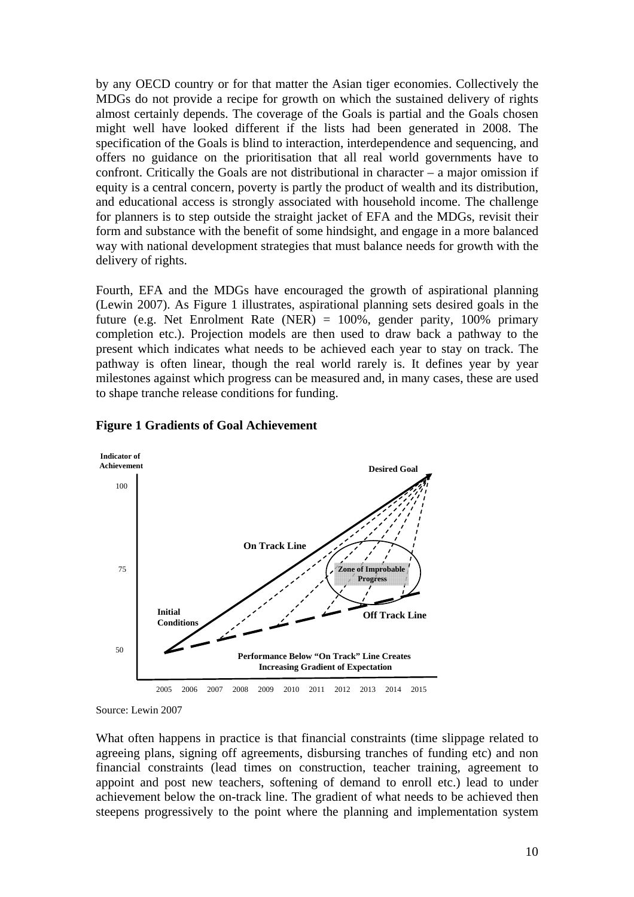by any OECD country or for that matter the Asian tiger economies. Collectively the MDGs do not provide a recipe for growth on which the sustained delivery of rights almost certainly depends. The coverage of the Goals is partial and the Goals chosen might well have looked different if the lists had been generated in 2008. The specification of the Goals is blind to interaction, interdependence and sequencing, and offers no guidance on the prioritisation that all real world governments have to confront. Critically the Goals are not distributional in character – a major omission if equity is a central concern, poverty is partly the product of wealth and its distribution, and educational access is strongly associated with household income. The challenge for planners is to step outside the straight jacket of EFA and the MDGs, revisit their form and substance with the benefit of some hindsight, and engage in a more balanced way with national development strategies that must balance needs for growth with the delivery of rights.

Fourth, EFA and the MDGs have encouraged the growth of aspirational planning (Lewin 2007). As Figure 1 illustrates, aspirational planning sets desired goals in the future (e.g. Net Enrolment Rate (NER) = 100%, gender parity, 100% primary completion etc.). Projection models are then used to draw back a pathway to the present which indicates what needs to be achieved each year to stay on track. The pathway is often linear, though the real world rarely is. It defines year by year milestones against which progress can be measured and, in many cases, these are used to shape tranche release conditions for funding.

**Figure 1 Gradients of Goal Achievement**

Indicator of Achievement

Desired Goal

100

On Track Line

75

Zone of Improbable Progress

Initial Conditions

Off Track Line

50

Performance Below "On Track" Line Creates Increasing Gradient of Expectation

2005 2006 2007 2008 2009 2010 2011 2012 2013 2014 2015

Source: Lewin 2007

What often happens in practice is that financial constraints (time slippage related to agreeing plans, signing off agreements, disbursing tranches of funding etc) and non financial constraints (lead times on construction, teacher training, agreement to appoint and post new teachers, softening of demand to enroll etc.) lead to under achievement below the on-track line. The gradient of what needs to be achieved then steepens progressively to the point where the planning and implementation system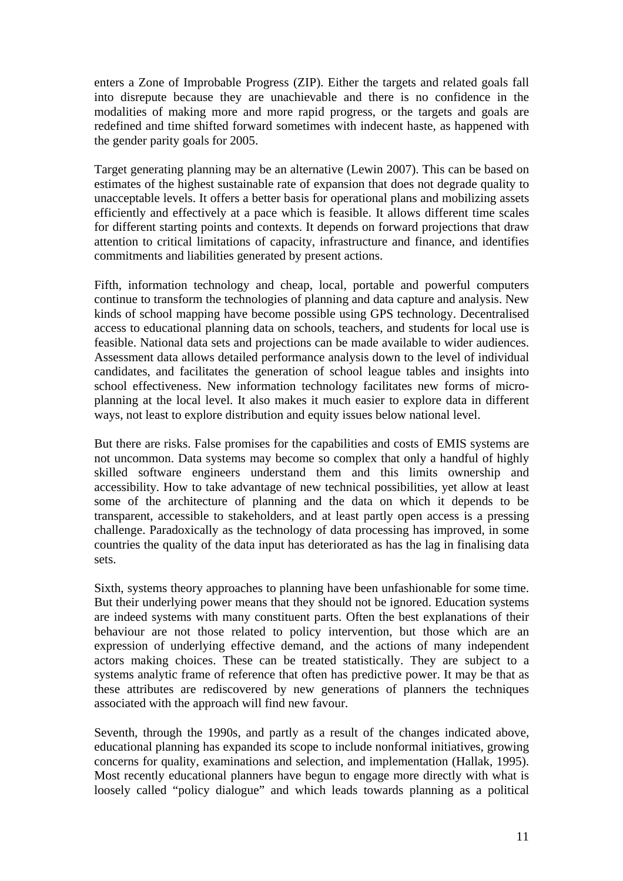enters a Zone of Improbable Progress (ZIP). Either the targets and related goals fall into disrepute because they are unachievable and there is no confidence in the modalities of making more and more rapid progress, or the targets and goals are redefined and time shifted forward sometimes with indecent haste, as happened with the gender parity goals for 2005.

Target generating planning may be an alternative (Lewin 2007). This can be based on estimates of the highest sustainable rate of expansion that does not degrade quality to unacceptable levels. It offers a better basis for operational plans and mobilizing assets efficiently and effectively at a pace which is feasible. It allows different time scales for different starting points and contexts. It depends on forward projections that draw attention to critical limitations of capacity, infrastructure and finance, and identifies commitments and liabilities generated by present actions.

Fifth, information technology and cheap, local, portable and powerful computers continue to transform the technologies of planning and data capture and analysis. New kinds of school mapping have become possible using GPS technology. Decentralised access to educational planning data on schools, teachers, and students for local use is feasible. National data sets and projections can be made available to wider audiences. Assessment data allows detailed performance analysis down to the level of individual candidates, and facilitates the generation of school league tables and insights into school effectiveness. New information technology facilitates new forms of micro-planning at the local level. It also makes it much easier to explore data in different ways, not least to explore distribution and equity issues below national level.

But there are risks. False promises for the capabilities and costs of EMIS systems are not uncommon. Data systems may become so complex that only a handful of highly skilled software engineers understand them and this limits ownership and accessibility. How to take advantage of new technical possibilities, yet allow at least some of the architecture of planning and the data on which it depends to be transparent, accessible to stakeholders, and at least partly open access is a pressing challenge. Paradoxically as the technology of data processing has improved, in some countries the quality of the data input has deteriorated as has the lag in finalising data sets.

Sixth, systems theory approaches to planning have been unfashionable for some time. But their underlying power means that they should not be ignored. Education systems are indeed systems with many constituent parts. Often the best explanations of their behaviour are not those related to policy intervention, but those which are an expression of underlying effective demand, and the actions of many independent actors making choices. These can be treated statistically. They are subject to a systems analytic frame of reference that often has predictive power. It may be that as these attributes are rediscovered by new generations of planners the techniques associated with the approach will find new favour.

Seventh, through the 1990s, and partly as a result of the changes indicated above, educational planning has expanded its scope to include nonformal initiatives, growing concerns for quality, examinations and selection, and implementation (Hallak, 1995). Most recently educational planners have begun to engage more directly with what is loosely called "policy dialogue" and which leads towards planning as a political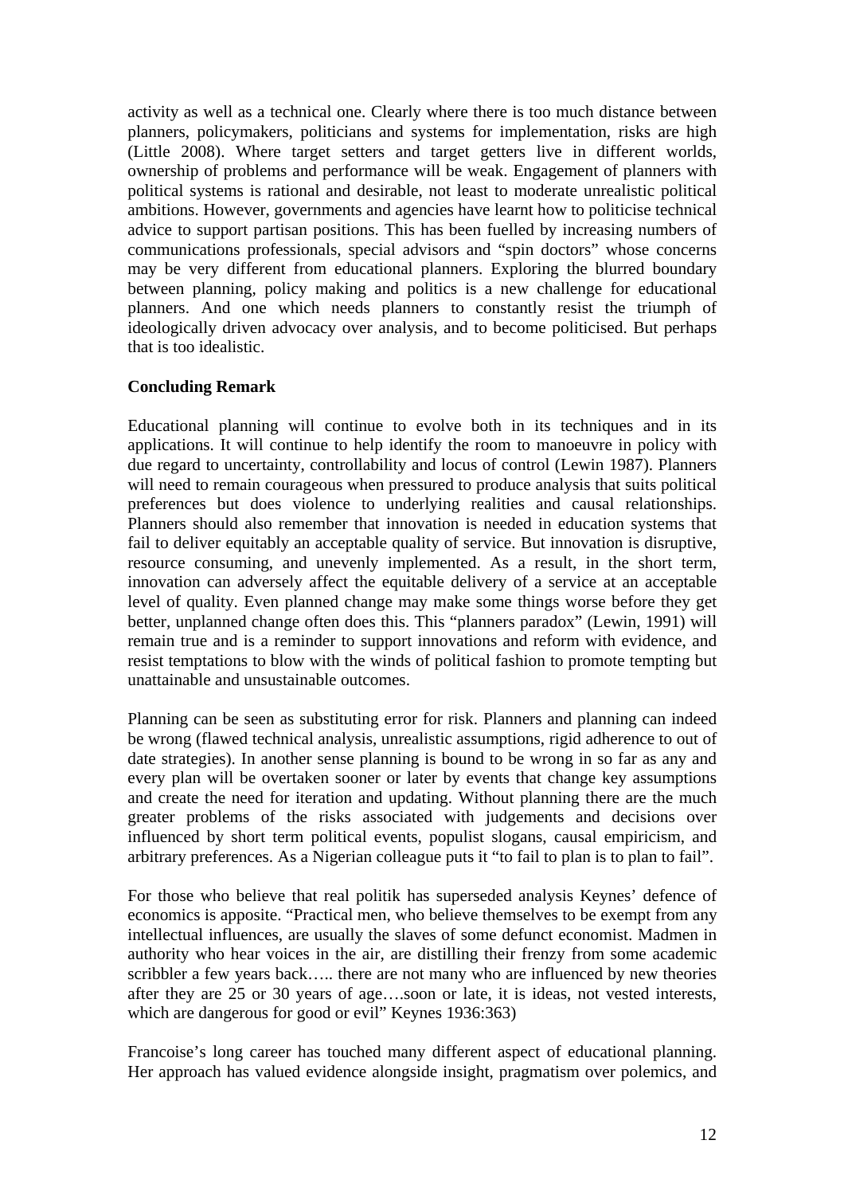activity as well as a technical one. Clearly where there is too much distance between planners, policymakers, politicians and systems for implementation, risks are high (Little 2008). Where target setters and target getters live in different worlds, ownership of problems and performance will be weak. Engagement of planners with political systems is rational and desirable, not least to moderate unrealistic political ambitions. However, governments and agencies have learnt how to politicise technical advice to support partisan positions. This has been fuelled by increasing numbers of communications professionals, special advisors and "spin doctors" whose concerns may be very different from educational planners. Exploring the blurred boundary between planning, policy making and politics is a new challenge for educational planners. And one which needs planners to constantly resist the triumph of ideologically driven advocacy over analysis, and to become politicised. But perhaps that is too idealistic.

**Concluding Remark**

Educational planning will continue to evolve both in its techniques and in its applications. It will continue to help identify the room to manoeuvre in policy with due regard to uncertainty, controllability and locus of control (Lewin 1987). Planners will need to remain courageous when pressured to produce analysis that suits political preferences but does violence to underlying realities and causal relationships. Planners should also remember that innovation is needed in education systems that fail to deliver equitably an acceptable quality of service. But innovation is disruptive, resource consuming, and unevenly implemented. As a result, in the short term, innovation can adversely affect the equitable delivery of a service at an acceptable level of quality. Even planned change may make some things worse before they get better, unplanned change often does this. This "planners paradox" (Lewin, 1991) will remain true and is a reminder to support innovations and reform with evidence, and resist temptations to blow with the winds of political fashion to promote tempting but unattainable and unsustainable outcomes.

Planning can be seen as substituting error for risk. Planners and planning can indeed be wrong (flawed technical analysis, unrealistic assumptions, rigid adherence to out of date strategies). In another sense planning is bound to be wrong in so far as any and every plan will be overtaken sooner or later by events that change key assumptions and create the need for iteration and updating. Without planning there are the much greater problems of the risks associated with judgements and decisions over influenced by short term political events, populist slogans, causal empiricism, and arbitrary preferences. As a Nigerian colleague puts it "to fail to plan is to plan to fail".

For those who believe that real politik has superseded analysis Keynes' defence of economics is apposite. "Practical men, who believe themselves to be exempt from any intellectual influences, are usually the slaves of some defunct economist. Madmen in authority who hear voices in the air, are distilling their frenzy from some academic scribbler a few years back….. there are not many who are influenced by new theories after they are 25 or 30 years of age….soon or late, it is ideas, not vested interests, which are dangerous for good or evil" Keynes 1936:363)

Francoise's long career has touched many different aspect of educational planning. Her approach has valued evidence alongside insight, pragmatism over polemics, and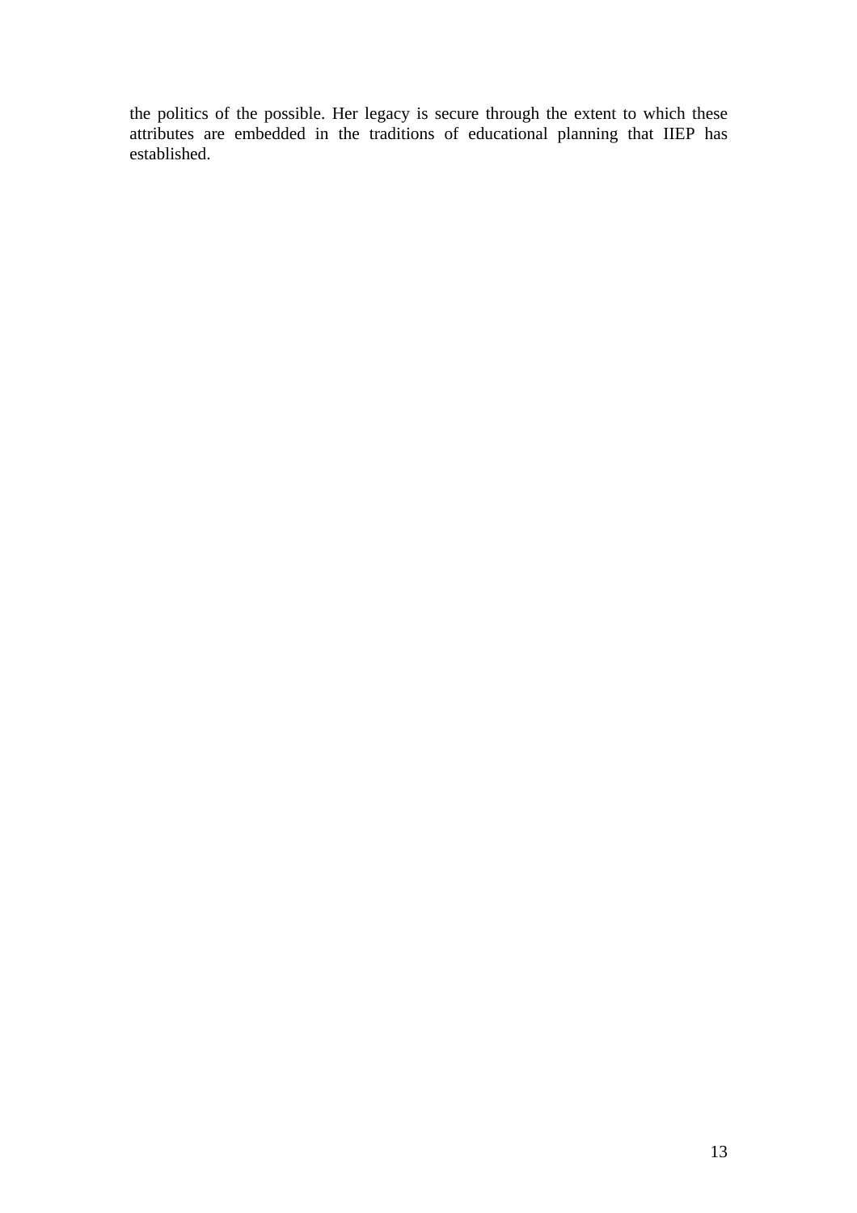the politics of the possible. Her legacy is secure through the extent to which these attributes are embedded in the traditions of educational planning that IIEP has established.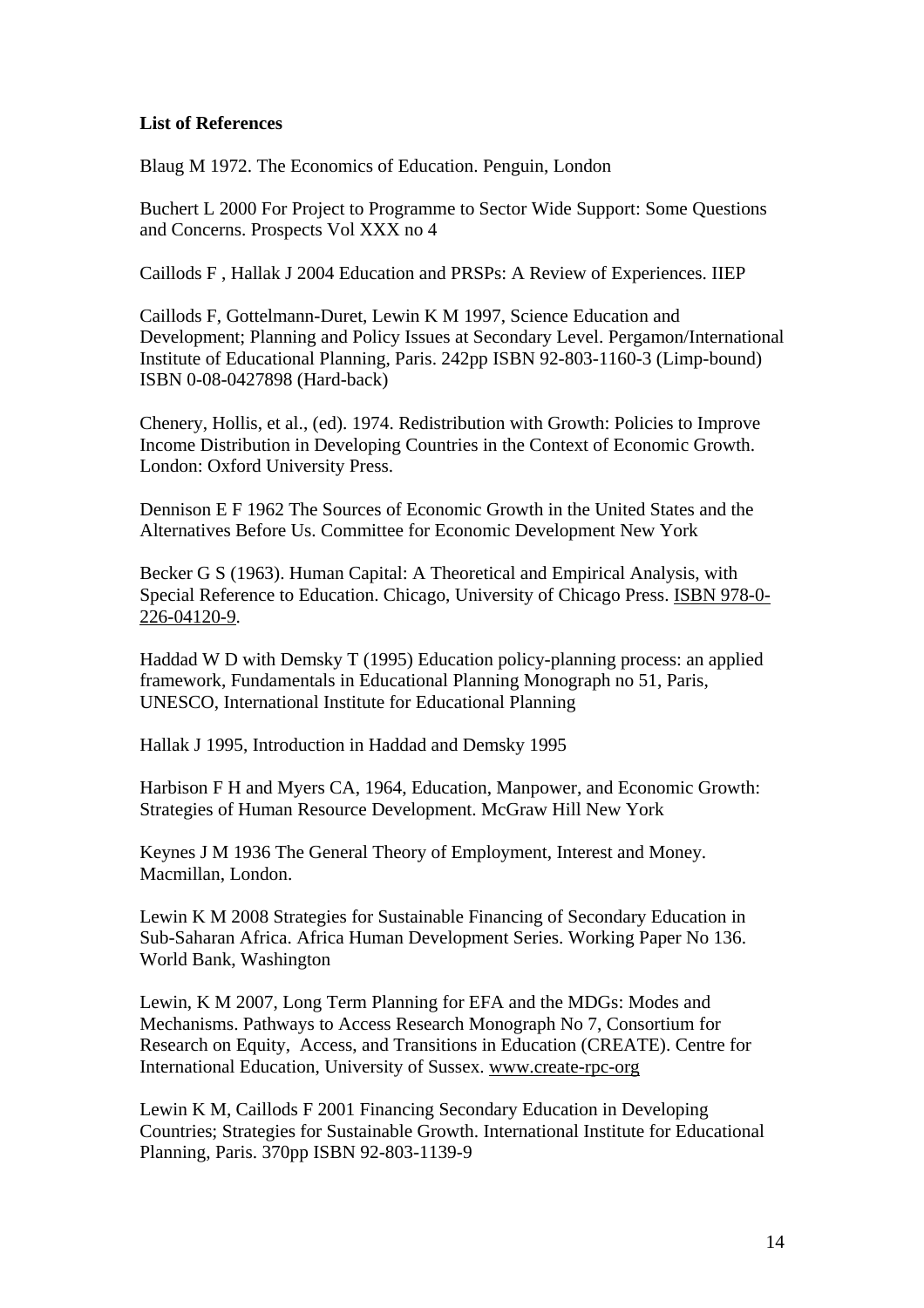**List of References**

Blaug M 1972. The Economics of Education. Penguin, London

Buchert L 2000 For Project to Programme to Sector Wide Support: Some Questions and Concerns. Prospects Vol XXX no 4

Caillods F , Hallak J 2004 Education and PRSPs: A Review of Experiences. IIEP

Caillods F, Gottelmann-Duret, Lewin K M 1997, Science Education and Development; Planning and Policy Issues at Secondary Level. Pergamon/International Institute of Educational Planning, Paris. 242pp ISBN 92-803-1160-3 (Limp-bound) ISBN 0-08-0427898 (Hard-back)

Chenery, Hollis, et al., (ed). 1974. Redistribution with Growth: Policies to Improve Income Distribution in Developing Countries in the Context of Economic Growth. London: Oxford University Press.

Dennison E F 1962 The Sources of Economic Growth in the United States and the Alternatives Before Us. Committee for Economic Development New York

Becker G S (1963). Human Capital: A Theoretical and Empirical Analysis, with Special Reference to Education. Chicago, University of Chicago Press. ISBN 978-0-226-04120-9.

Haddad W D with Demsky T (1995) Education policy-planning process: an applied framework, Fundamentals in Educational Planning Monograph no 51, Paris, UNESCO, International Institute for Educational Planning

Hallak J 1995, Introduction in Haddad and Demsky 1995

Harbison F H and Myers CA, 1964, Education, Manpower, and Economic Growth: Strategies of Human Resource Development. McGraw Hill New York

Keynes J M 1936 The General Theory of Employment, Interest and Money. Macmillan, London.

Lewin K M 2008 Strategies for Sustainable Financing of Secondary Education in Sub-Saharan Africa. Africa Human Development Series. Working Paper No 136. World Bank, Washington

Lewin, K M 2007, Long Term Planning for EFA and the MDGs: Modes and Mechanisms. Pathways to Access Research Monograph No 7, Consortium for Research on Equity, Access, and Transitions in Education (CREATE). Centre for International Education, University of Sussex. www.create-rpc-org

Lewin K M, Caillods F 2001 Financing Secondary Education in Developing Countries; Strategies for Sustainable Growth. International Institute for Educational Planning, Paris. 370pp ISBN 92-803-1139-9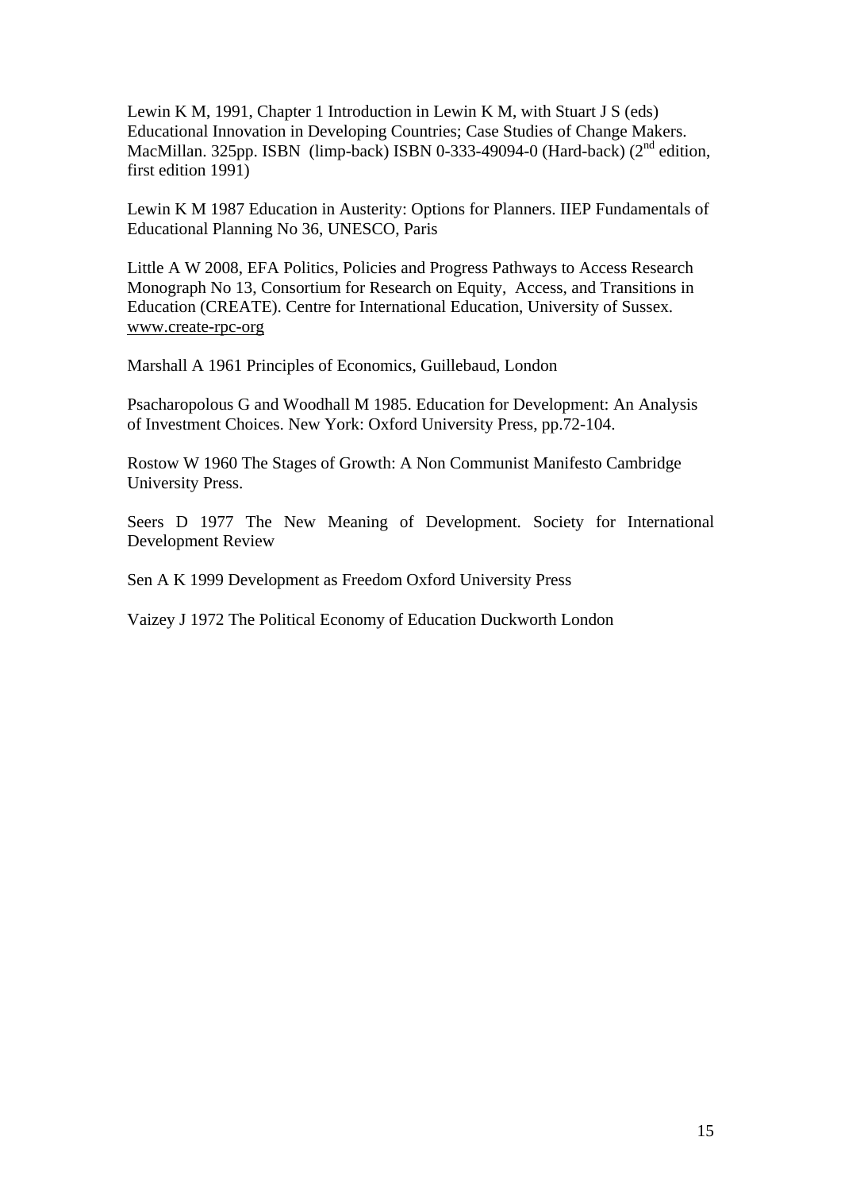Lewin K M, 1991, Chapter 1 Introduction in Lewin K M, with Stuart J S (eds) Educational Innovation in Developing Countries; Case Studies of Change Makers. MacMillan. 325pp. ISBN (limp-back) ISBN 0-333-49094-0 (Hard-back) (2nd edition, first edition 1991)

Lewin K M 1987 Education in Austerity: Options for Planners. IIEP Fundamentals of Educational Planning No 36, UNESCO, Paris

Little A W 2008, EFA Politics, Policies and Progress Pathways to Access Research Monograph No 13, Consortium for Research on Equity, Access, and Transitions in Education (CREATE). Centre for International Education, University of Sussex. www.create-rpc-org

Marshall A 1961 Principles of Economics, Guillebaud, London

Psacharopolous G and Woodhall M 1985. Education for Development: An Analysis of Investment Choices. New York: Oxford University Press, pp.72-104.

Rostow W 1960 The Stages of Growth: A Non Communist Manifesto Cambridge University Press.

Seers D 1977 The New Meaning of Development. Society for International Development Review

Sen A K 1999 Development as Freedom Oxford University Press

Vaizey J 1972 The Political Economy of Education Duckworth London